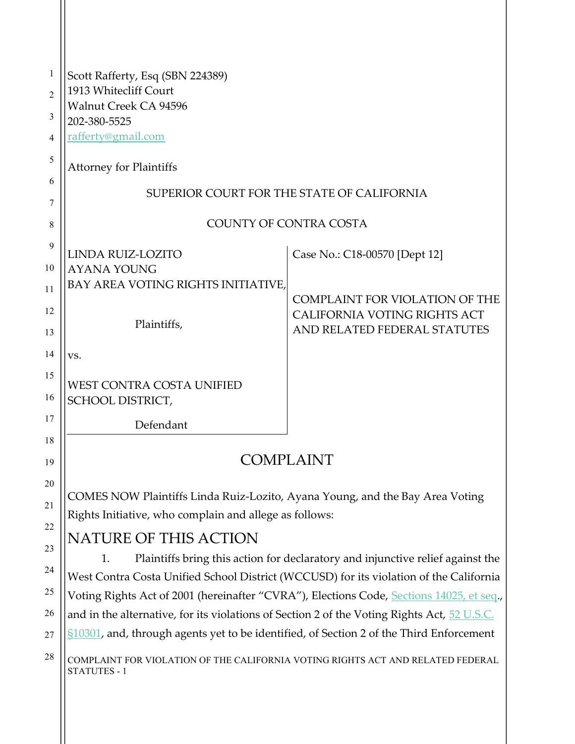Scott Rafferty, Esq (SBN 224389)
1913 Whitecliff Court
Walnut Creek CA 94596
202-380-5525
rafferty@gmail.com

Attorney for Plaintiffs

SUPERIOR COURT FOR THE STATE OF CALIFORNIA

COUNTY OF CONTRA COSTA

| | |
|---|---|
| LINDA RUIZ-LOZITO<br>AYANA YOUNG<br>BAY AREA VOTING RIGHTS INITIATIVE,<br><br>Plaintiffs,<br><br>vs.<br><br>WEST CONTRA COSTA UNIFIED SCHOOL DISTRICT,<br><br>Defendant | Case No.: C18-00570 [Dept 12]<br><br>COMPLAINT FOR VIOLATION OF THE CALIFORNIA VOTING RIGHTS ACT AND RELATED FEDERAL STATUTES |

# COMPLAINT

COMES NOW Plaintiffs Linda Ruiz-Lozito, Ayana Young, and the Bay Area Voting Rights Initiative, who complain and allege as follows:

## NATURE OF THIS ACTION

1. Plaintiffs bring this action for declaratory and injunctive relief against the West Contra Costa Unified School District (WCCUSD) for its violation of the California Voting Rights Act of 2001 (hereinafter "CVRA"), Elections Code, Sections 14025, et seq., and in the alternative, for its violations of Section 2 of the Voting Rights Act, 52 U.S.C. §10301, and, through agents yet to be identified, of Section 2 of the Third Enforcement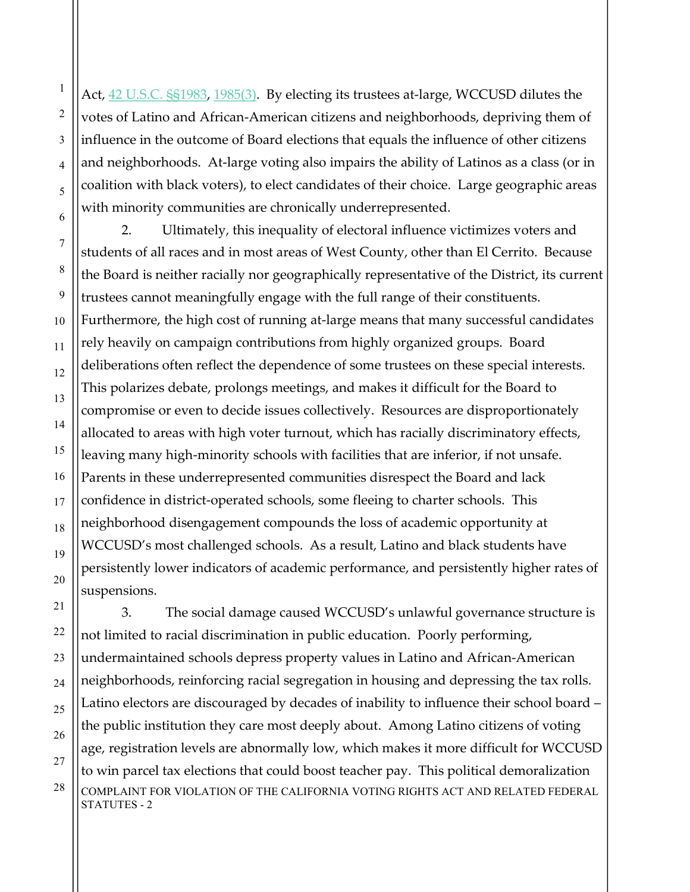Act, 42 U.S.C. §§1983, 1985(3). By electing its trustees at-large, WCCUSD dilutes the votes of Latino and African-American citizens and neighborhoods, depriving them of influence in the outcome of Board elections that equals the influence of other citizens and neighborhoods. At-large voting also impairs the ability of Latinos as a class (or in coalition with black voters), to elect candidates of their choice. Large geographic areas with minority communities are chronically underrepresented.

2. Ultimately, this inequality of electoral influence victimizes voters and students of all races and in most areas of West County, other than El Cerrito. Because the Board is neither racially nor geographically representative of the District, its current trustees cannot meaningfully engage with the full range of their constituents. Furthermore, the high cost of running at-large means that many successful candidates rely heavily on campaign contributions from highly organized groups. Board deliberations often reflect the dependence of some trustees on these special interests. This polarizes debate, prolongs meetings, and makes it difficult for the Board to compromise or even to decide issues collectively. Resources are disproportionately allocated to areas with high voter turnout, which has racially discriminatory effects, leaving many high-minority schools with facilities that are inferior, if not unsafe. Parents in these underrepresented communities disrespect the Board and lack confidence in district-operated schools, some fleeing to charter schools. This neighborhood disengagement compounds the loss of academic opportunity at WCCUSD's most challenged schools. As a result, Latino and black students have persistently lower indicators of academic performance, and persistently higher rates of suspensions.

3. The social damage caused WCCUSD's unlawful governance structure is not limited to racial discrimination in public education. Poorly performing, undermaintained schools depress property values in Latino and African-American neighborhoods, reinforcing racial segregation in housing and depressing the tax rolls. Latino electors are discouraged by decades of inability to influence their school board – the public institution they care most deeply about. Among Latino citizens of voting age, registration levels are abnormally low, which makes it more difficult for WCCUSD to win parcel tax elections that could boost teacher pay. This political demoralization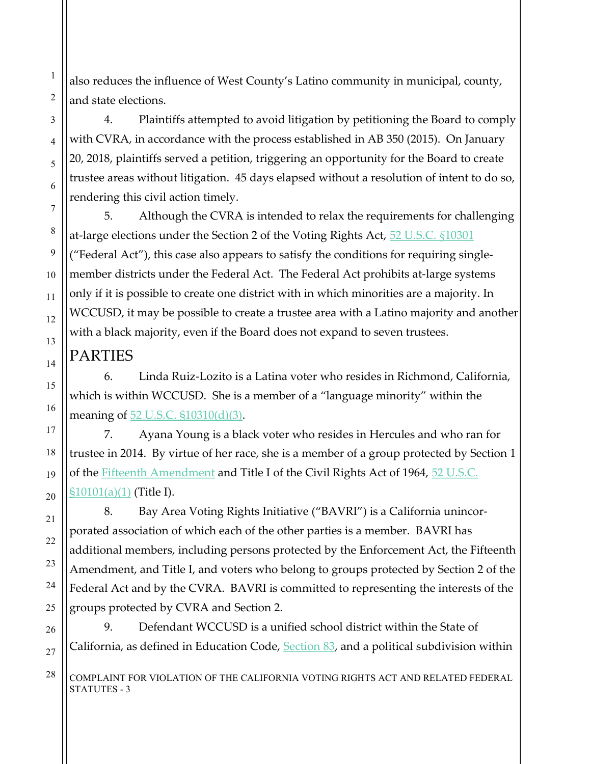also reduces the influence of West County's Latino community in municipal, county, and state elections.

4. Plaintiffs attempted to avoid litigation by petitioning the Board to comply with CVRA, in accordance with the process established in AB 350 (2015). On January 20, 2018, plaintiffs served a petition, triggering an opportunity for the Board to create trustee areas without litigation. 45 days elapsed without a resolution of intent to do so, rendering this civil action timely.

5. Although the CVRA is intended to relax the requirements for challenging at-large elections under the Section 2 of the Voting Rights Act, 52 U.S.C. §10301 ("Federal Act"), this case also appears to satisfy the conditions for requiring single-member districts under the Federal Act. The Federal Act prohibits at-large systems only if it is possible to create one district with in which minorities are a majority. In WCCUSD, it may be possible to create a trustee area with a Latino majority and another with a black majority, even if the Board does not expand to seven trustees.

## PARTIES

6. Linda Ruiz-Lozito is a Latina voter who resides in Richmond, California, which is within WCCUSD. She is a member of a "language minority" within the meaning of 52 U.S.C. §10310(d)(3).

7. Ayana Young is a black voter who resides in Hercules and who ran for trustee in 2014. By virtue of her race, she is a member of a group protected by Section 1 of the Fifteenth Amendment and Title I of the Civil Rights Act of 1964, 52 U.S.C. §10101(a)(1) (Title I).

8. Bay Area Voting Rights Initiative ("BAVRI") is a California unincorporated association of which each of the other parties is a member. BAVRI has additional members, including persons protected by the Enforcement Act, the Fifteenth Amendment, and Title I, and voters who belong to groups protected by Section 2 of the Federal Act and by the CVRA. BAVRI is committed to representing the interests of the groups protected by CVRA and Section 2.

9. Defendant WCCUSD is a unified school district within the State of California, as defined in Education Code, Section 83, and a political subdivision within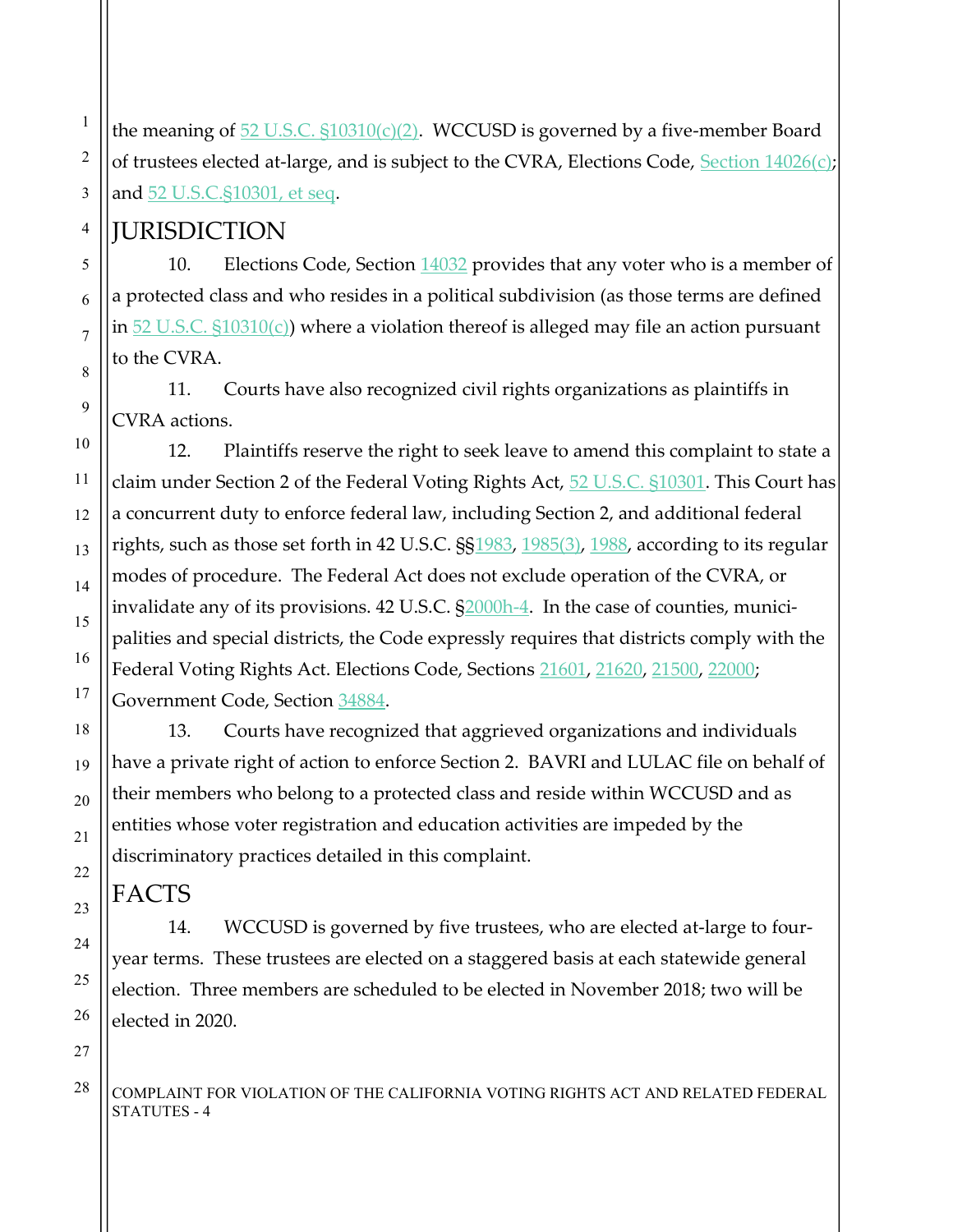the meaning of 52 U.S.C. §10310(c)(2). WCCUSD is governed by a five-member Board of trustees elected at-large, and is subject to the CVRA, Elections Code, Section 14026(c); and 52 U.S.C.§10301, et seq.

# JURISDICTION

10. Elections Code, Section 14032 provides that any voter who is a member of a protected class and who resides in a political subdivision (as those terms are defined in 52 U.S.C. §10310(c)) where a violation thereof is alleged may file an action pursuant to the CVRA.

11. Courts have also recognized civil rights organizations as plaintiffs in CVRA actions.

12. Plaintiffs reserve the right to seek leave to amend this complaint to state a claim under Section 2 of the Federal Voting Rights Act, 52 U.S.C. §10301. This Court has a concurrent duty to enforce federal law, including Section 2, and additional federal rights, such as those set forth in 42 U.S.C. §§1983, 1985(3), 1988, according to its regular modes of procedure. The Federal Act does not exclude operation of the CVRA, or invalidate any of its provisions. 42 U.S.C. §2000h-4. In the case of counties, municipalities and special districts, the Code expressly requires that districts comply with the Federal Voting Rights Act. Elections Code, Sections 21601, 21620, 21500, 22000; Government Code, Section 34884.

13. Courts have recognized that aggrieved organizations and individuals have a private right of action to enforce Section 2. BAVRI and LULAC file on behalf of their members who belong to a protected class and reside within WCCUSD and as entities whose voter registration and education activities are impeded by the discriminatory practices detailed in this complaint.

# FACTS

14. WCCUSD is governed by five trustees, who are elected at-large to four-year terms. These trustees are elected on a staggered basis at each statewide general election. Three members are scheduled to be elected in November 2018; two will be elected in 2020.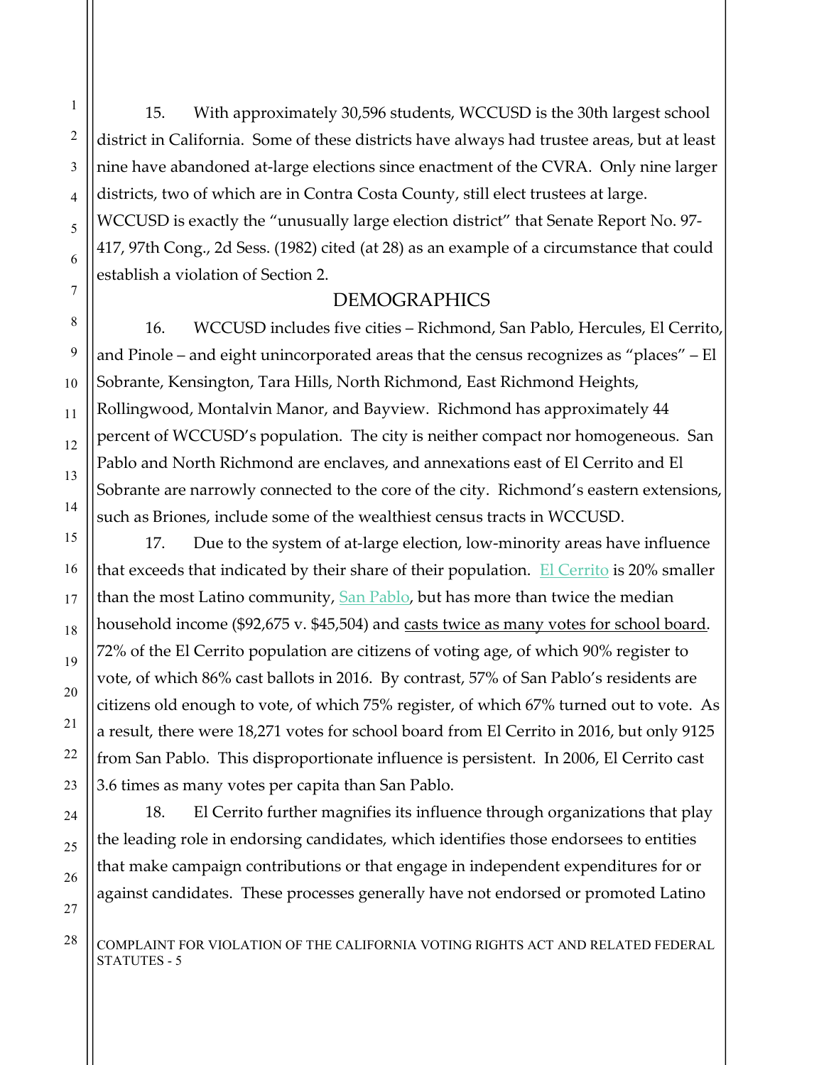15. With approximately 30,596 students, WCCUSD is the 30th largest school district in California. Some of these districts have always had trustee areas, but at least nine have abandoned at-large elections since enactment of the CVRA. Only nine larger districts, two of which are in Contra Costa County, still elect trustees at large. WCCUSD is exactly the "unusually large election district" that Senate Report No. 97-417, 97th Cong., 2d Sess. (1982) cited (at 28) as an example of a circumstance that could establish a violation of Section 2.

## DEMOGRAPHICS

16. WCCUSD includes five cities – Richmond, San Pablo, Hercules, El Cerrito, and Pinole – and eight unincorporated areas that the census recognizes as "places" – El Sobrante, Kensington, Tara Hills, North Richmond, East Richmond Heights, Rollingwood, Montalvin Manor, and Bayview. Richmond has approximately 44 percent of WCCUSD's population. The city is neither compact nor homogeneous. San Pablo and North Richmond are enclaves, and annexations east of El Cerrito and El Sobrante are narrowly connected to the core of the city. Richmond's eastern extensions, such as Briones, include some of the wealthiest census tracts in WCCUSD.

17. Due to the system of at-large election, low-minority areas have influence that exceeds that indicated by their share of their population. El Cerrito is 20% smaller than the most Latino community, San Pablo, but has more than twice the median household income ($92,675 v. $45,504) and casts twice as many votes for school board. 72% of the El Cerrito population are citizens of voting age, of which 90% register to vote, of which 86% cast ballots in 2016. By contrast, 57% of San Pablo's residents are citizens old enough to vote, of which 75% register, of which 67% turned out to vote. As a result, there were 18,271 votes for school board from El Cerrito in 2016, but only 9125 from San Pablo. This disproportionate influence is persistent. In 2006, El Cerrito cast 3.6 times as many votes per capita than San Pablo.

18. El Cerrito further magnifies its influence through organizations that play the leading role in endorsing candidates, which identifies those endorsees to entities that make campaign contributions or that engage in independent expenditures for or against candidates. These processes generally have not endorsed or promoted Latino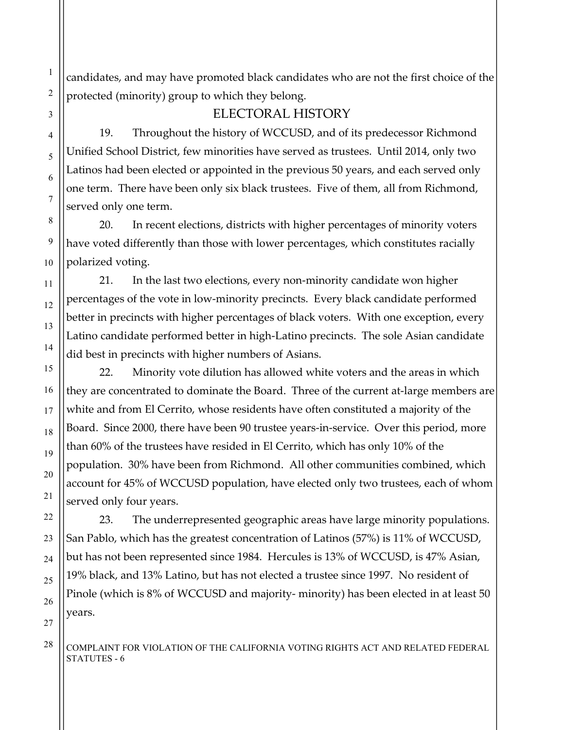candidates, and may have promoted black candidates who are not the first choice of the protected (minority) group to which they belong.

## ELECTORAL HISTORY

19. Throughout the history of WCCUSD, and of its predecessor Richmond Unified School District, few minorities have served as trustees. Until 2014, only two Latinos had been elected or appointed in the previous 50 years, and each served only one term. There have been only six black trustees. Five of them, all from Richmond, served only one term.

20. In recent elections, districts with higher percentages of minority voters have voted differently than those with lower percentages, which constitutes racially polarized voting.

21. In the last two elections, every non-minority candidate won higher percentages of the vote in low-minority precincts. Every black candidate performed better in precincts with higher percentages of black voters. With one exception, every Latino candidate performed better in high-Latino precincts. The sole Asian candidate did best in precincts with higher numbers of Asians.

22. Minority vote dilution has allowed white voters and the areas in which they are concentrated to dominate the Board. Three of the current at-large members are white and from El Cerrito, whose residents have often constituted a majority of the Board. Since 2000, there have been 90 trustee years-in-service. Over this period, more than 60% of the trustees have resided in El Cerrito, which has only 10% of the population. 30% have been from Richmond. All other communities combined, which account for 45% of WCCUSD population, have elected only two trustees, each of whom served only four years.

23. The underrepresented geographic areas have large minority populations. San Pablo, which has the greatest concentration of Latinos (57%) is 11% of WCCUSD, but has not been represented since 1984. Hercules is 13% of WCCUSD, is 47% Asian, 19% black, and 13% Latino, but has not elected a trustee since 1997. No resident of Pinole (which is 8% of WCCUSD and majority- minority) has been elected in at least 50 years.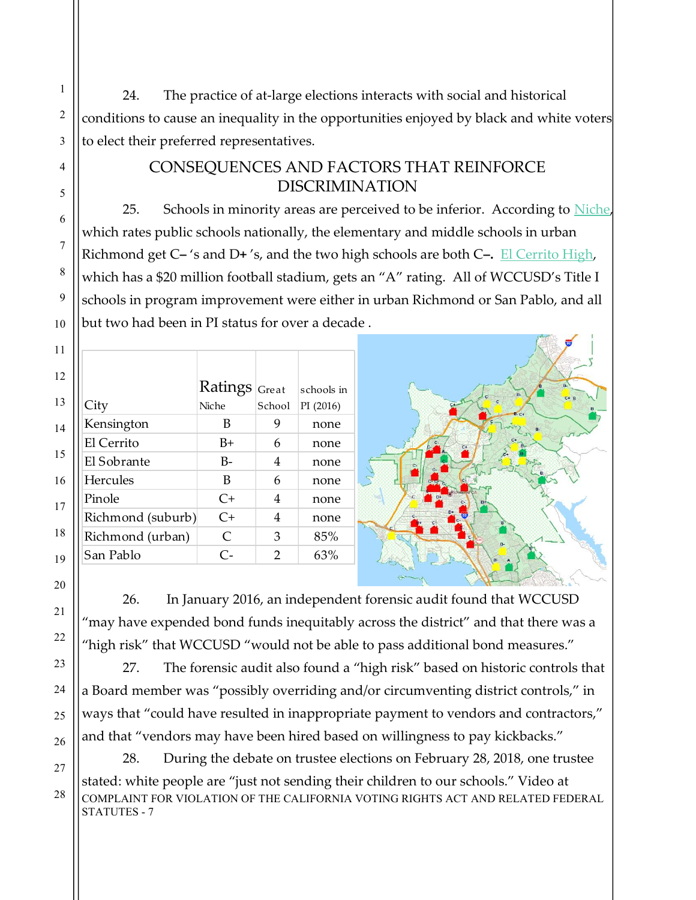24. The practice of at-large elections interacts with social and historical conditions to cause an inequality in the opportunities enjoyed by black and white voters to elect their preferred representatives.

## CONSEQUENCES AND FACTORS THAT REINFORCE DISCRIMINATION

25. Schools in minority areas are perceived to be inferior. According to Niche, which rates public schools nationally, the elementary and middle schools in urban Richmond get C– 's and D+ 's, and the two high schools are both C–. El Cerrito High, which has a $20 million football stadium, gets an "A" rating. All of WCCUSD's Title I schools in program improvement were either in urban Richmond or San Pablo, and all but two had been in PI status for over a decade .

| City | Ratings Niche | Great School | schools in PI (2016) |
|---|---|---|---|
| Kensington | B | 9 | none |
| El Cerrito | B+ | 6 | none |
| El Sobrante | B- | 4 | none |
| Hercules | B | 6 | none |
| Pinole | C+ | 4 | none |
| Richmond (suburb) | C+ | 4 | none |
| Richmond (urban) | C | 3 | 85% |
| San Pablo | C- | 2 | 63% |

26. In January 2016, an independent forensic audit found that WCCUSD "may have expended bond funds inequitably across the district" and that there was a "high risk" that WCCUSD "would not be able to pass additional bond measures."

27. The forensic audit also found a "high risk" based on historic controls that a Board member was "possibly overriding and/or circumventing district controls," in ways that "could have resulted in inappropriate payment to vendors and contractors," and that "vendors may have been hired based on willingness to pay kickbacks."

28. During the debate on trustee elections on February 28, 2018, one trustee stated: white people are "just not sending their children to our schools." Video at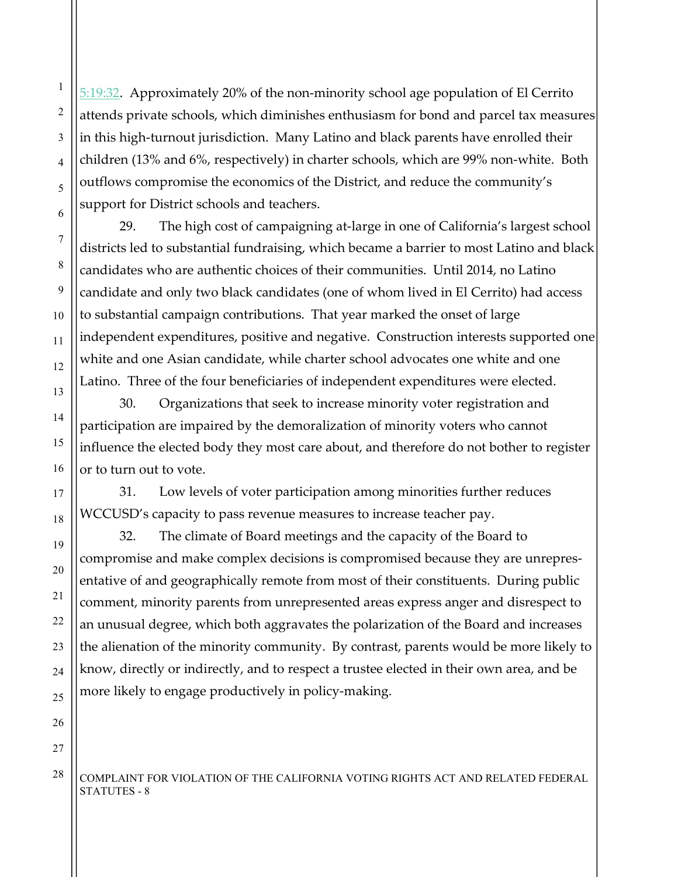5:19:32. Approximately 20% of the non-minority school age population of El Cerrito attends private schools, which diminishes enthusiasm for bond and parcel tax measures in this high-turnout jurisdiction. Many Latino and black parents have enrolled their children (13% and 6%, respectively) in charter schools, which are 99% non-white. Both outflows compromise the economics of the District, and reduce the community's support for District schools and teachers.

29. The high cost of campaigning at-large in one of California's largest school districts led to substantial fundraising, which became a barrier to most Latino and black candidates who are authentic choices of their communities. Until 2014, no Latino candidate and only two black candidates (one of whom lived in El Cerrito) had access to substantial campaign contributions. That year marked the onset of large independent expenditures, positive and negative. Construction interests supported one white and one Asian candidate, while charter school advocates one white and one Latino. Three of the four beneficiaries of independent expenditures were elected.

30. Organizations that seek to increase minority voter registration and participation are impaired by the demoralization of minority voters who cannot influence the elected body they most care about, and therefore do not bother to register or to turn out to vote.

31. Low levels of voter participation among minorities further reduces WCCUSD's capacity to pass revenue measures to increase teacher pay.

32. The climate of Board meetings and the capacity of the Board to compromise and make complex decisions is compromised because they are unrepresentative of and geographically remote from most of their constituents. During public comment, minority parents from unrepresented areas express anger and disrespect to an unusual degree, which both aggravates the polarization of the Board and increases the alienation of the minority community. By contrast, parents would be more likely to know, directly or indirectly, and to respect a trustee elected in their own area, and be more likely to engage productively in policy-making.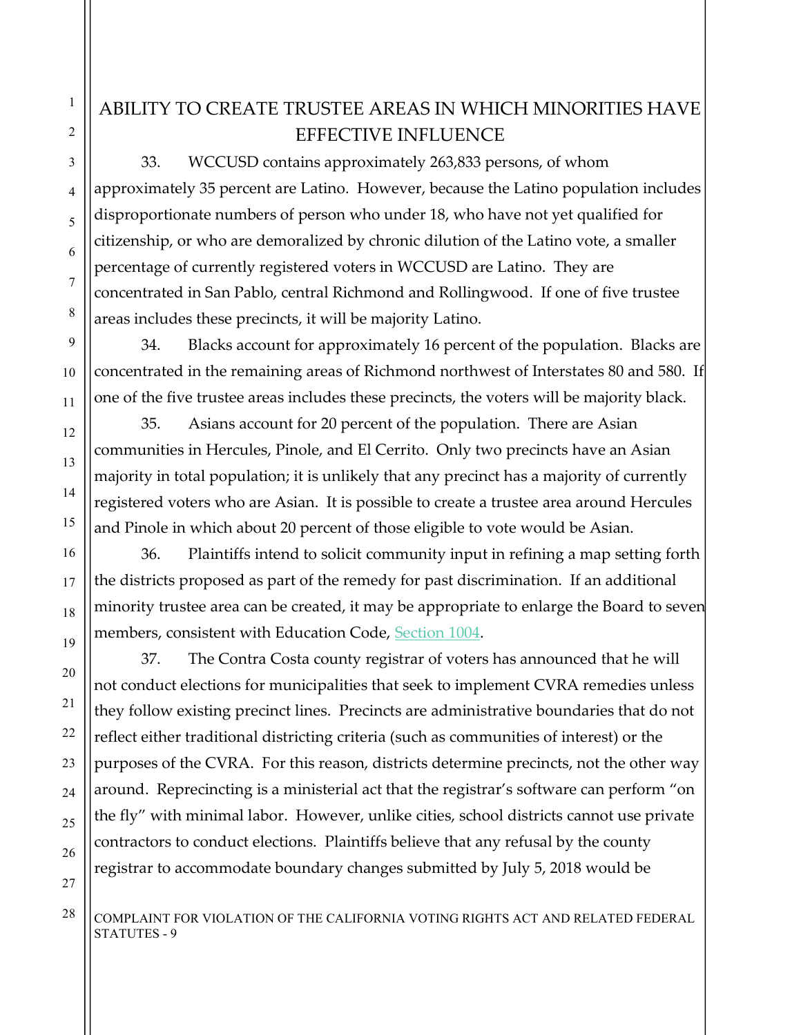## ABILITY TO CREATE TRUSTEE AREAS IN WHICH MINORITIES HAVE EFFECTIVE INFLUENCE

33. WCCUSD contains approximately 263,833 persons, of whom approximately 35 percent are Latino. However, because the Latino population includes disproportionate numbers of person who under 18, who have not yet qualified for citizenship, or who are demoralized by chronic dilution of the Latino vote, a smaller percentage of currently registered voters in WCCUSD are Latino. They are concentrated in San Pablo, central Richmond and Rollingwood. If one of five trustee areas includes these precincts, it will be majority Latino.

34. Blacks account for approximately 16 percent of the population. Blacks are concentrated in the remaining areas of Richmond northwest of Interstates 80 and 580. If one of the five trustee areas includes these precincts, the voters will be majority black.

35. Asians account for 20 percent of the population. There are Asian communities in Hercules, Pinole, and El Cerrito. Only two precincts have an Asian majority in total population; it is unlikely that any precinct has a majority of currently registered voters who are Asian. It is possible to create a trustee area around Hercules and Pinole in which about 20 percent of those eligible to vote would be Asian.

36. Plaintiffs intend to solicit community input in refining a map setting forth the districts proposed as part of the remedy for past discrimination. If an additional minority trustee area can be created, it may be appropriate to enlarge the Board to seven members, consistent with Education Code, Section 1004.

37. The Contra Costa county registrar of voters has announced that he will not conduct elections for municipalities that seek to implement CVRA remedies unless they follow existing precinct lines. Precincts are administrative boundaries that do not reflect either traditional districting criteria (such as communities of interest) or the purposes of the CVRA. For this reason, districts determine precincts, not the other way around. Reprecincting is a ministerial act that the registrar's software can perform "on the fly" with minimal labor. However, unlike cities, school districts cannot use private contractors to conduct elections. Plaintiffs believe that any refusal by the county registrar to accommodate boundary changes submitted by July 5, 2018 would be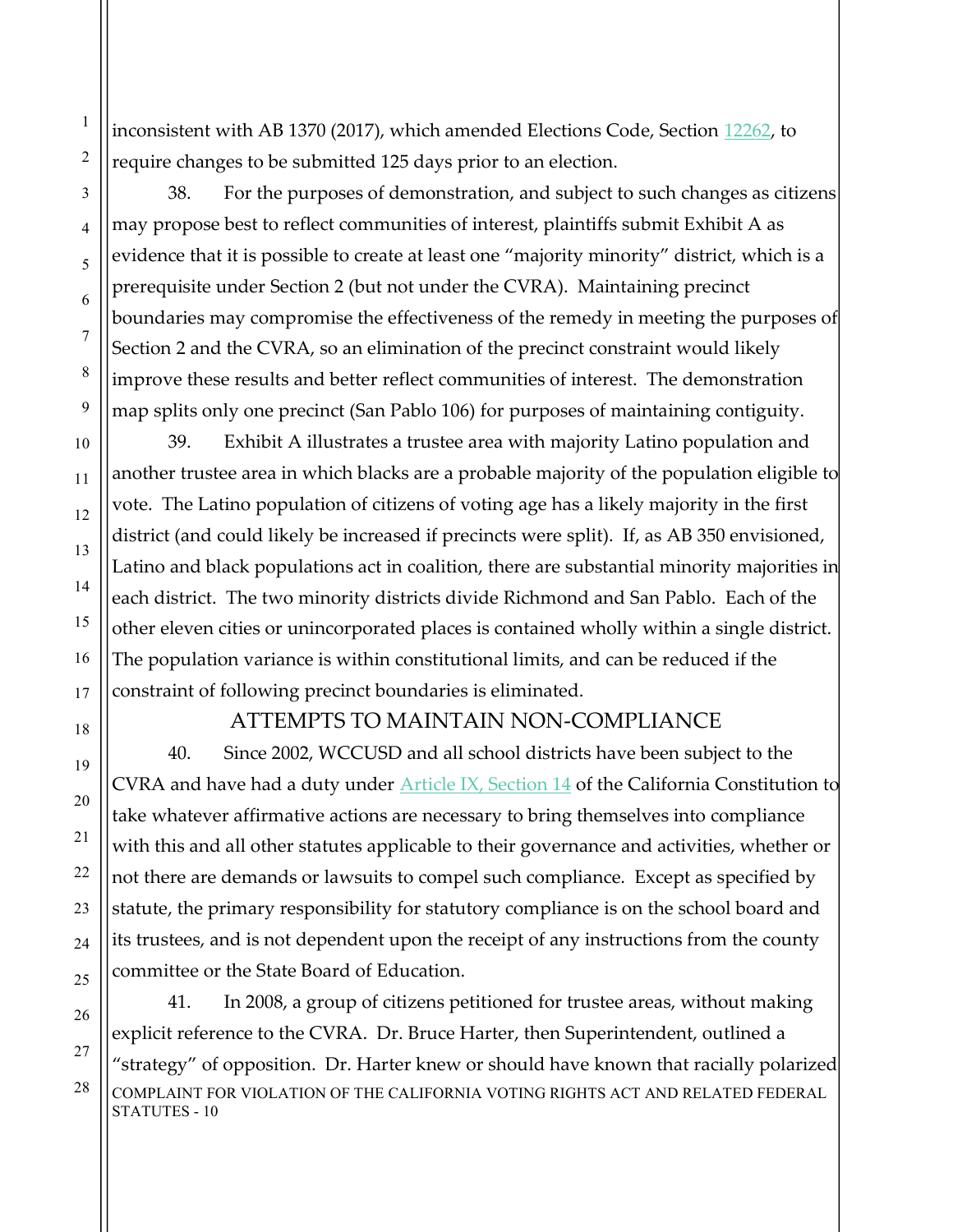inconsistent with AB 1370 (2017), which amended Elections Code, Section 12262, to require changes to be submitted 125 days prior to an election.

38. For the purposes of demonstration, and subject to such changes as citizens may propose best to reflect communities of interest, plaintiffs submit Exhibit A as evidence that it is possible to create at least one "majority minority" district, which is a prerequisite under Section 2 (but not under the CVRA). Maintaining precinct boundaries may compromise the effectiveness of the remedy in meeting the purposes of Section 2 and the CVRA, so an elimination of the precinct constraint would likely improve these results and better reflect communities of interest. The demonstration map splits only one precinct (San Pablo 106) for purposes of maintaining contiguity.

39. Exhibit A illustrates a trustee area with majority Latino population and another trustee area in which blacks are a probable majority of the population eligible to vote. The Latino population of citizens of voting age has a likely majority in the first district (and could likely be increased if precincts were split). If, as AB 350 envisioned, Latino and black populations act in coalition, there are substantial minority majorities in each district. The two minority districts divide Richmond and San Pablo. Each of the other eleven cities or unincorporated places is contained wholly within a single district. The population variance is within constitutional limits, and can be reduced if the constraint of following precinct boundaries is eliminated.

## ATTEMPTS TO MAINTAIN NON-COMPLIANCE

40. Since 2002, WCCUSD and all school districts have been subject to the CVRA and have had a duty under Article IX, Section 14 of the California Constitution to take whatever affirmative actions are necessary to bring themselves into compliance with this and all other statutes applicable to their governance and activities, whether or not there are demands or lawsuits to compel such compliance. Except as specified by statute, the primary responsibility for statutory compliance is on the school board and its trustees, and is not dependent upon the receipt of any instructions from the county committee or the State Board of Education.

41. In 2008, a group of citizens petitioned for trustee areas, without making explicit reference to the CVRA. Dr. Bruce Harter, then Superintendent, outlined a "strategy" of opposition. Dr. Harter knew or should have known that racially polarized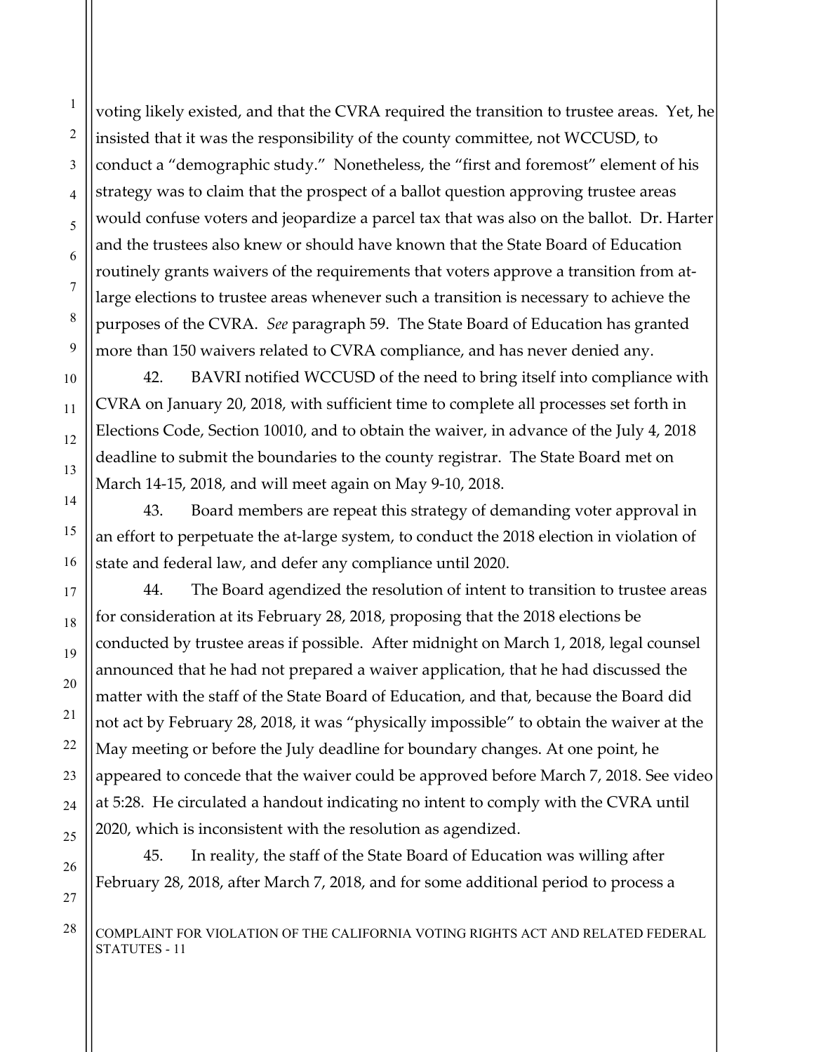voting likely existed, and that the CVRA required the transition to trustee areas. Yet, he insisted that it was the responsibility of the county committee, not WCCUSD, to conduct a "demographic study." Nonetheless, the "first and foremost" element of his strategy was to claim that the prospect of a ballot question approving trustee areas would confuse voters and jeopardize a parcel tax that was also on the ballot. Dr. Harter and the trustees also knew or should have known that the State Board of Education routinely grants waivers of the requirements that voters approve a transition from at-large elections to trustee areas whenever such a transition is necessary to achieve the purposes of the CVRA. *See* paragraph 59. The State Board of Education has granted more than 150 waivers related to CVRA compliance, and has never denied any.

42. BAVRI notified WCCUSD of the need to bring itself into compliance with CVRA on January 20, 2018, with sufficient time to complete all processes set forth in Elections Code, Section 10010, and to obtain the waiver, in advance of the July 4, 2018 deadline to submit the boundaries to the county registrar. The State Board met on March 14-15, 2018, and will meet again on May 9-10, 2018.

43. Board members are repeat this strategy of demanding voter approval in an effort to perpetuate the at-large system, to conduct the 2018 election in violation of state and federal law, and defer any compliance until 2020.

44. The Board agendized the resolution of intent to transition to trustee areas for consideration at its February 28, 2018, proposing that the 2018 elections be conducted by trustee areas if possible. After midnight on March 1, 2018, legal counsel announced that he had not prepared a waiver application, that he had discussed the matter with the staff of the State Board of Education, and that, because the Board did not act by February 28, 2018, it was "physically impossible" to obtain the waiver at the May meeting or before the July deadline for boundary changes. At one point, he appeared to concede that the waiver could be approved before March 7, 2018. See video at 5:28. He circulated a handout indicating no intent to comply with the CVRA until 2020, which is inconsistent with the resolution as agendized.

45. In reality, the staff of the State Board of Education was willing after February 28, 2018, after March 7, 2018, and for some additional period to process a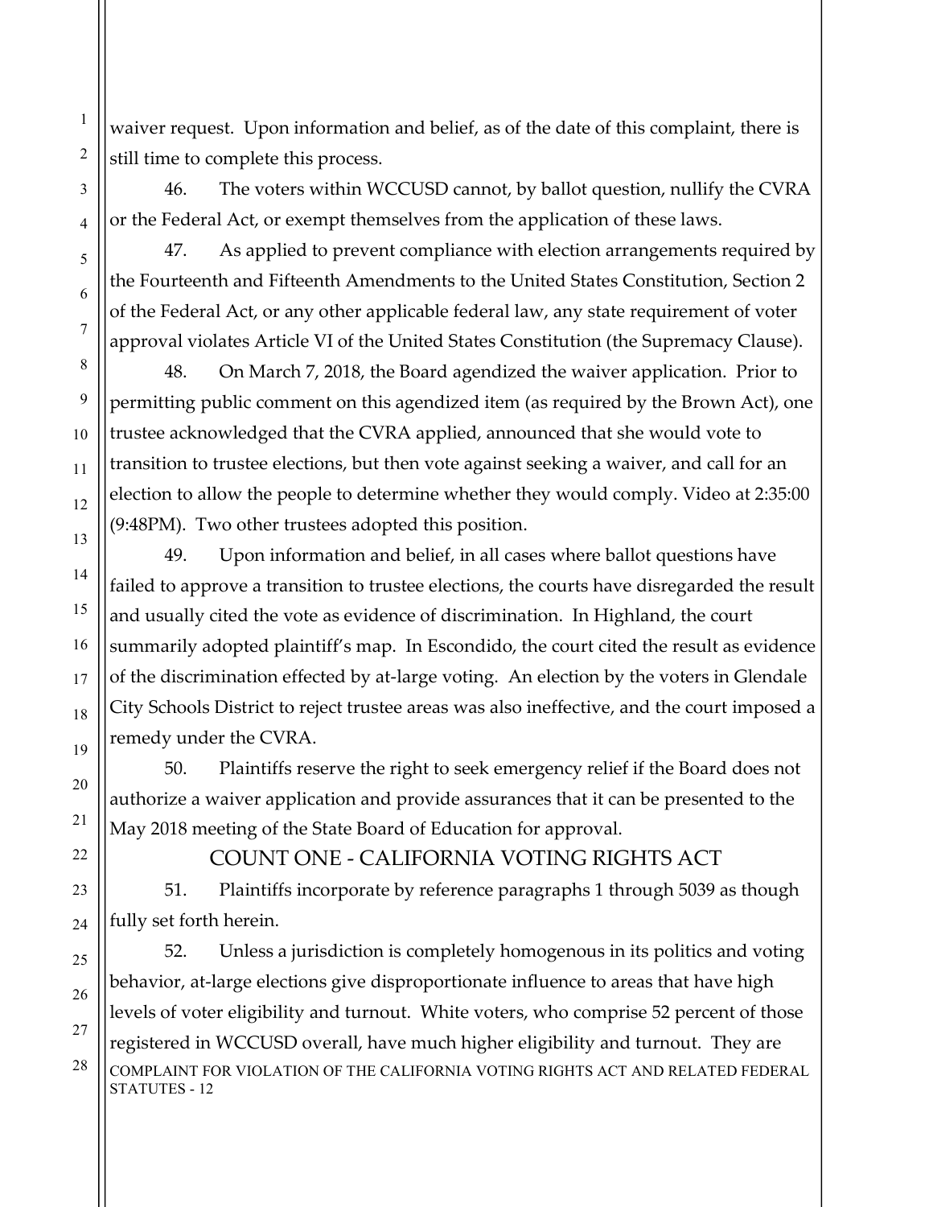waiver request. Upon information and belief, as of the date of this complaint, there is still time to complete this process.

46. The voters within WCCUSD cannot, by ballot question, nullify the CVRA or the Federal Act, or exempt themselves from the application of these laws.

47. As applied to prevent compliance with election arrangements required by the Fourteenth and Fifteenth Amendments to the United States Constitution, Section 2 of the Federal Act, or any other applicable federal law, any state requirement of voter approval violates Article VI of the United States Constitution (the Supremacy Clause).

48. On March 7, 2018, the Board agendized the waiver application. Prior to permitting public comment on this agendized item (as required by the Brown Act), one trustee acknowledged that the CVRA applied, announced that she would vote to transition to trustee elections, but then vote against seeking a waiver, and call for an election to allow the people to determine whether they would comply. Video at 2:35:00 (9:48PM). Two other trustees adopted this position.

49. Upon information and belief, in all cases where ballot questions have failed to approve a transition to trustee elections, the courts have disregarded the result and usually cited the vote as evidence of discrimination. In Highland, the court summarily adopted plaintiff's map. In Escondido, the court cited the result as evidence of the discrimination effected by at-large voting. An election by the voters in Glendale City Schools District to reject trustee areas was also ineffective, and the court imposed a remedy under the CVRA.

50. Plaintiffs reserve the right to seek emergency relief if the Board does not authorize a waiver application and provide assurances that it can be presented to the May 2018 meeting of the State Board of Education for approval.

## COUNT ONE - CALIFORNIA VOTING RIGHTS ACT

51. Plaintiffs incorporate by reference paragraphs 1 through 5039 as though fully set forth herein.

52. Unless a jurisdiction is completely homogenous in its politics and voting behavior, at-large elections give disproportionate influence to areas that have high levels of voter eligibility and turnout. White voters, who comprise 52 percent of those registered in WCCUSD overall, have much higher eligibility and turnout. They are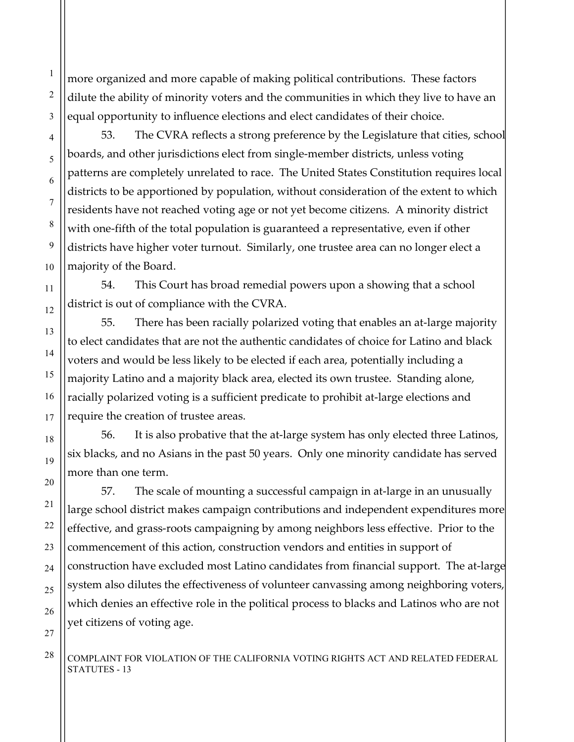more organized and more capable of making political contributions. These factors dilute the ability of minority voters and the communities in which they live to have an equal opportunity to influence elections and elect candidates of their choice.

53. The CVRA reflects a strong preference by the Legislature that cities, school boards, and other jurisdictions elect from single-member districts, unless voting patterns are completely unrelated to race. The United States Constitution requires local districts to be apportioned by population, without consideration of the extent to which residents have not reached voting age or not yet become citizens. A minority district with one-fifth of the total population is guaranteed a representative, even if other districts have higher voter turnout. Similarly, one trustee area can no longer elect a majority of the Board.

54. This Court has broad remedial powers upon a showing that a school district is out of compliance with the CVRA.

55. There has been racially polarized voting that enables an at-large majority to elect candidates that are not the authentic candidates of choice for Latino and black voters and would be less likely to be elected if each area, potentially including a majority Latino and a majority black area, elected its own trustee. Standing alone, racially polarized voting is a sufficient predicate to prohibit at-large elections and require the creation of trustee areas.

56. It is also probative that the at-large system has only elected three Latinos, six blacks, and no Asians in the past 50 years. Only one minority candidate has served more than one term.

57. The scale of mounting a successful campaign in at-large in an unusually large school district makes campaign contributions and independent expenditures more effective, and grass-roots campaigning by among neighbors less effective. Prior to the commencement of this action, construction vendors and entities in support of construction have excluded most Latino candidates from financial support. The at-large system also dilutes the effectiveness of volunteer canvassing among neighboring voters, which denies an effective role in the political process to blacks and Latinos who are not yet citizens of voting age.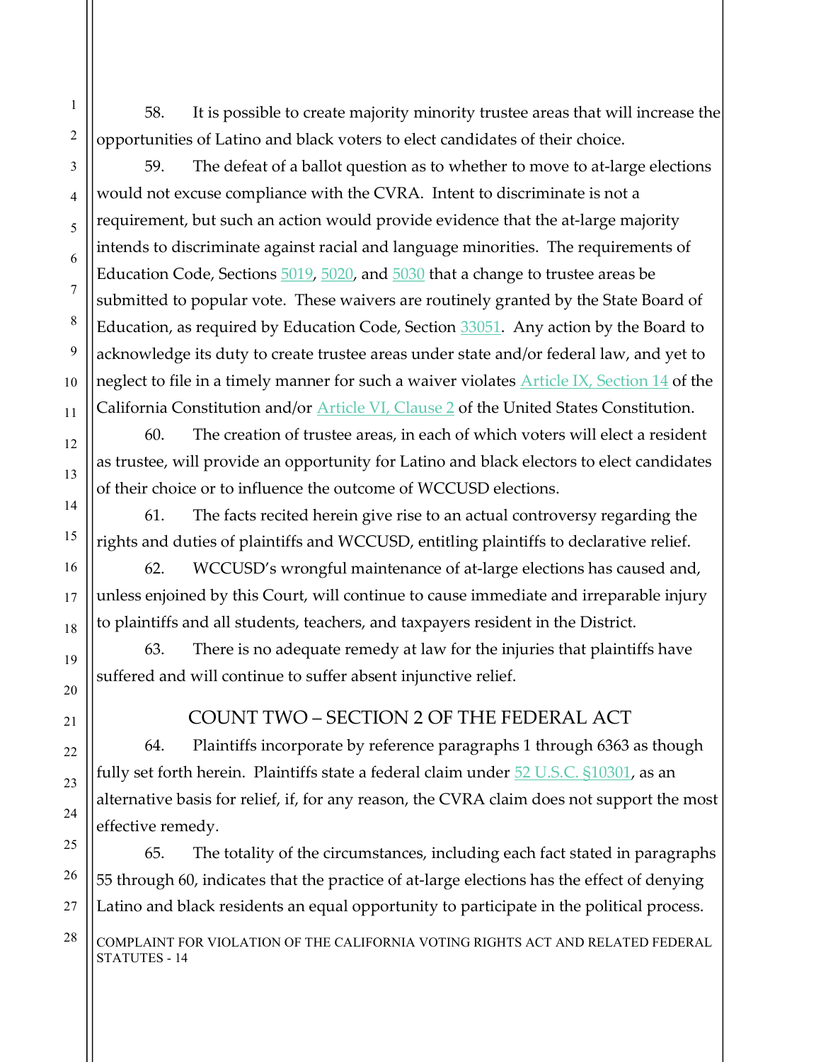58. It is possible to create majority minority trustee areas that will increase the opportunities of Latino and black voters to elect candidates of their choice.

59. The defeat of a ballot question as to whether to move to at-large elections would not excuse compliance with the CVRA. Intent to discriminate is not a requirement, but such an action would provide evidence that the at-large majority intends to discriminate against racial and language minorities. The requirements of Education Code, Sections 5019, 5020, and 5030 that a change to trustee areas be submitted to popular vote. These waivers are routinely granted by the State Board of Education, as required by Education Code, Section 33051. Any action by the Board to acknowledge its duty to create trustee areas under state and/or federal law, and yet to neglect to file in a timely manner for such a waiver violates Article IX, Section 14 of the California Constitution and/or Article VI, Clause 2 of the United States Constitution.

60. The creation of trustee areas, in each of which voters will elect a resident as trustee, will provide an opportunity for Latino and black electors to elect candidates of their choice or to influence the outcome of WCCUSD elections.

61. The facts recited herein give rise to an actual controversy regarding the rights and duties of plaintiffs and WCCUSD, entitling plaintiffs to declarative relief.

62. WCCUSD's wrongful maintenance of at-large elections has caused and, unless enjoined by this Court, will continue to cause immediate and irreparable injury to plaintiffs and all students, teachers, and taxpayers resident in the District.

63. There is no adequate remedy at law for the injuries that plaintiffs have suffered and will continue to suffer absent injunctive relief.

## COUNT TWO – SECTION 2 OF THE FEDERAL ACT

64. Plaintiffs incorporate by reference paragraphs 1 through 6363 as though fully set forth herein. Plaintiffs state a federal claim under 52 U.S.C. §10301, as an alternative basis for relief, if, for any reason, the CVRA claim does not support the most effective remedy.

65. The totality of the circumstances, including each fact stated in paragraphs 55 through 60, indicates that the practice of at-large elections has the effect of denying Latino and black residents an equal opportunity to participate in the political process.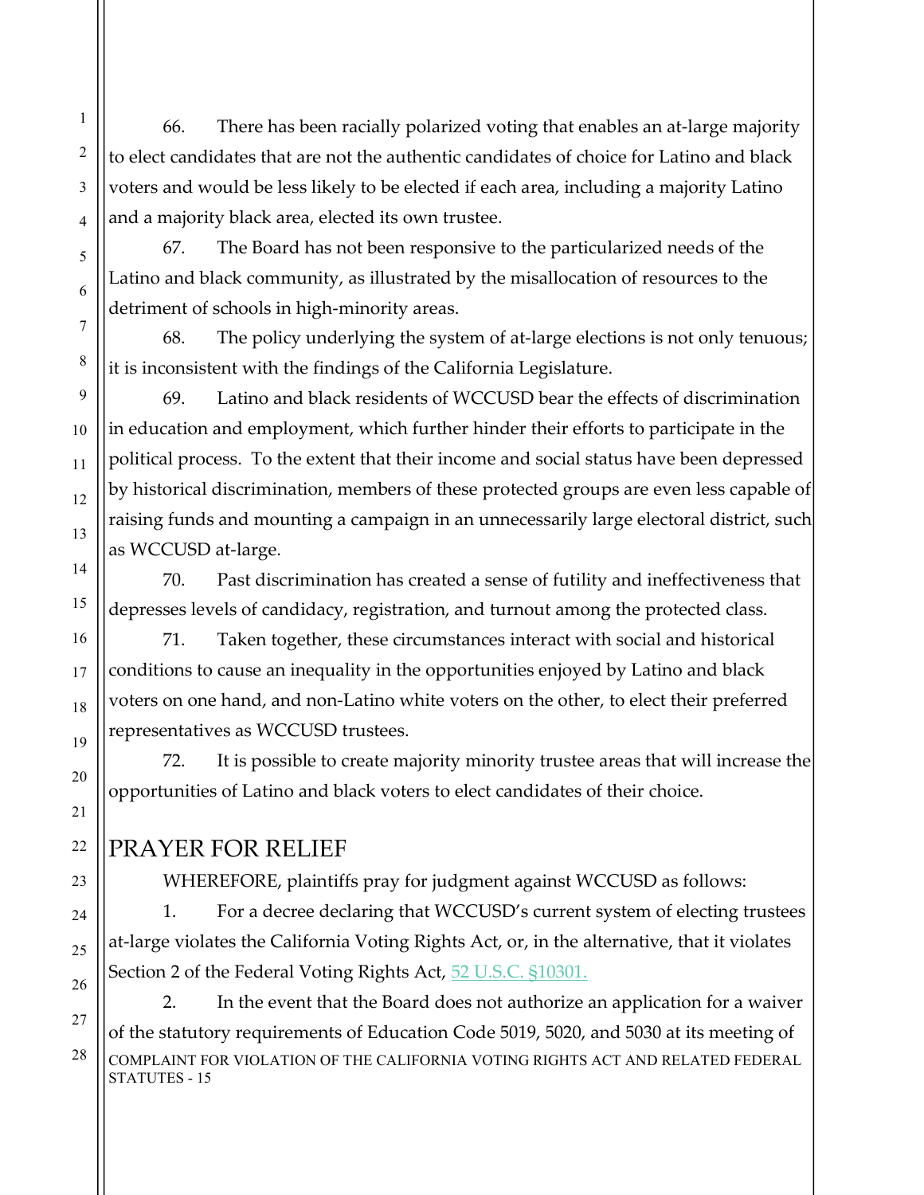66. There has been racially polarized voting that enables an at-large majority to elect candidates that are not the authentic candidates of choice for Latino and black voters and would be less likely to be elected if each area, including a majority Latino and a majority black area, elected its own trustee.

67. The Board has not been responsive to the particularized needs of the Latino and black community, as illustrated by the misallocation of resources to the detriment of schools in high-minority areas.

68. The policy underlying the system of at-large elections is not only tenuous; it is inconsistent with the findings of the California Legislature.

69. Latino and black residents of WCCUSD bear the effects of discrimination in education and employment, which further hinder their efforts to participate in the political process. To the extent that their income and social status have been depressed by historical discrimination, members of these protected groups are even less capable of raising funds and mounting a campaign in an unnecessarily large electoral district, such as WCCUSD at-large.

70. Past discrimination has created a sense of futility and ineffectiveness that depresses levels of candidacy, registration, and turnout among the protected class.

71. Taken together, these circumstances interact with social and historical conditions to cause an inequality in the opportunities enjoyed by Latino and black voters on one hand, and non-Latino white voters on the other, to elect their preferred representatives as WCCUSD trustees.

72. It is possible to create majority minority trustee areas that will increase the opportunities of Latino and black voters to elect candidates of their choice.

# PRAYER FOR RELIEF

WHEREFORE, plaintiffs pray for judgment against WCCUSD as follows:

1. For a decree declaring that WCCUSD's current system of electing trustees at-large violates the California Voting Rights Act, or, in the alternative, that it violates Section 2 of the Federal Voting Rights Act, 52 U.S.C. §10301.

2. In the event that the Board does not authorize an application for a waiver of the statutory requirements of Education Code 5019, 5020, and 5030 at its meeting of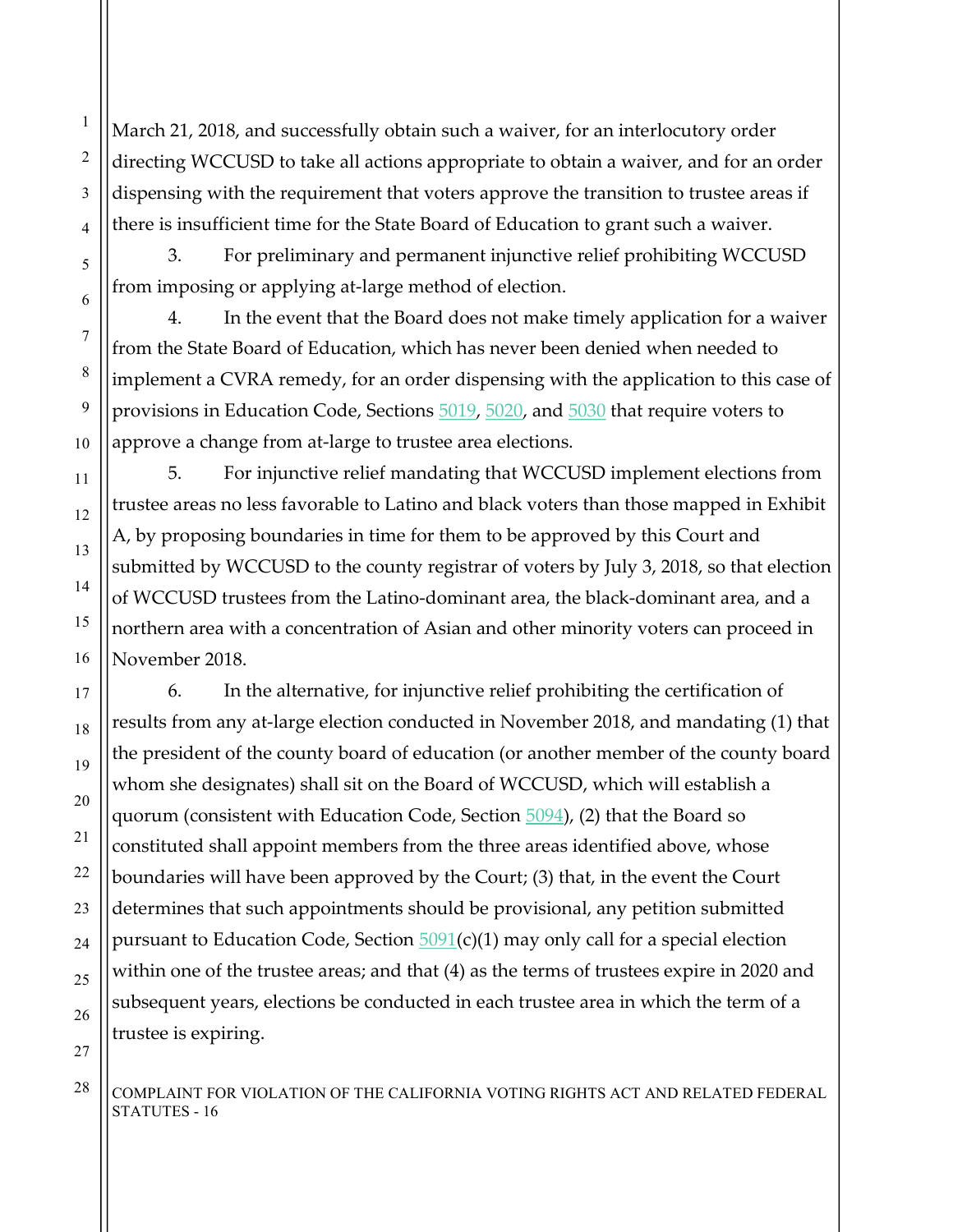March 21, 2018, and successfully obtain such a waiver, for an interlocutory order directing WCCUSD to take all actions appropriate to obtain a waiver, and for an order dispensing with the requirement that voters approve the transition to trustee areas if there is insufficient time for the State Board of Education to grant such a waiver.

3. For preliminary and permanent injunctive relief prohibiting WCCUSD from imposing or applying at-large method of election.

4. In the event that the Board does not make timely application for a waiver from the State Board of Education, which has never been denied when needed to implement a CVRA remedy, for an order dispensing with the application to this case of provisions in Education Code, Sections 5019, 5020, and 5030 that require voters to approve a change from at-large to trustee area elections.

5. For injunctive relief mandating that WCCUSD implement elections from trustee areas no less favorable to Latino and black voters than those mapped in Exhibit A, by proposing boundaries in time for them to be approved by this Court and submitted by WCCUSD to the county registrar of voters by July 3, 2018, so that election of WCCUSD trustees from the Latino-dominant area, the black-dominant area, and a northern area with a concentration of Asian and other minority voters can proceed in November 2018.

6. In the alternative, for injunctive relief prohibiting the certification of results from any at-large election conducted in November 2018, and mandating (1) that the president of the county board of education (or another member of the county board whom she designates) shall sit on the Board of WCCUSD, which will establish a quorum (consistent with Education Code, Section 5094), (2) that the Board so constituted shall appoint members from the three areas identified above, whose boundaries will have been approved by the Court; (3) that, in the event the Court determines that such appointments should be provisional, any petition submitted pursuant to Education Code, Section 5091(c)(1) may only call for a special election within one of the trustee areas; and that (4) as the terms of trustees expire in 2020 and subsequent years, elections be conducted in each trustee area in which the term of a trustee is expiring.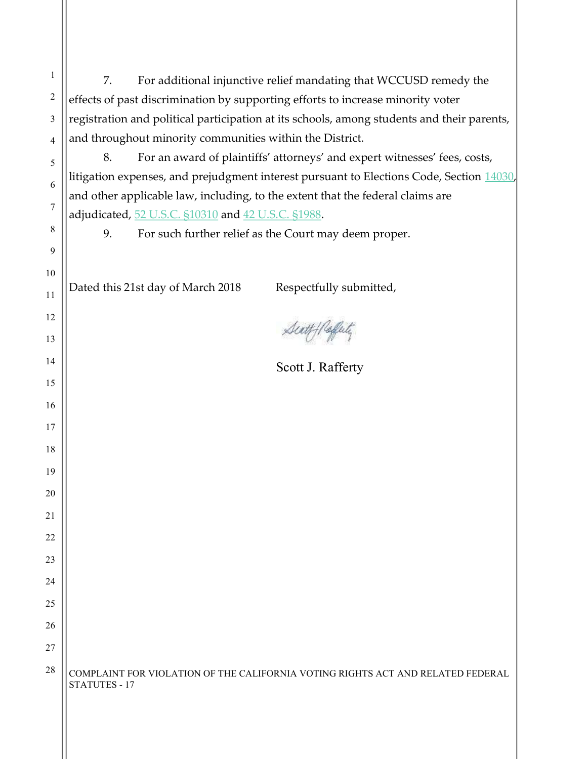7. For additional injunctive relief mandating that WCCUSD remedy the effects of past discrimination by supporting efforts to increase minority voter registration and political participation at its schools, among students and their parents, and throughout minority communities within the District.

8. For an award of plaintiffs' attorneys' and expert witnesses' fees, costs, litigation expenses, and prejudgment interest pursuant to Elections Code, Section 14030, and other applicable law, including, to the extent that the federal claims are adjudicated, 52 U.S.C. §10310 and 42 U.S.C. §1988.

9. For such further relief as the Court may deem proper.

Dated this 21st day of March 2018

Respectfully submitted,

Scott J. Rafferty

COMPLAINT FOR VIOLATION OF THE CALIFORNIA VOTING RIGHTS ACT AND RELATED FEDERAL STATUTES - 17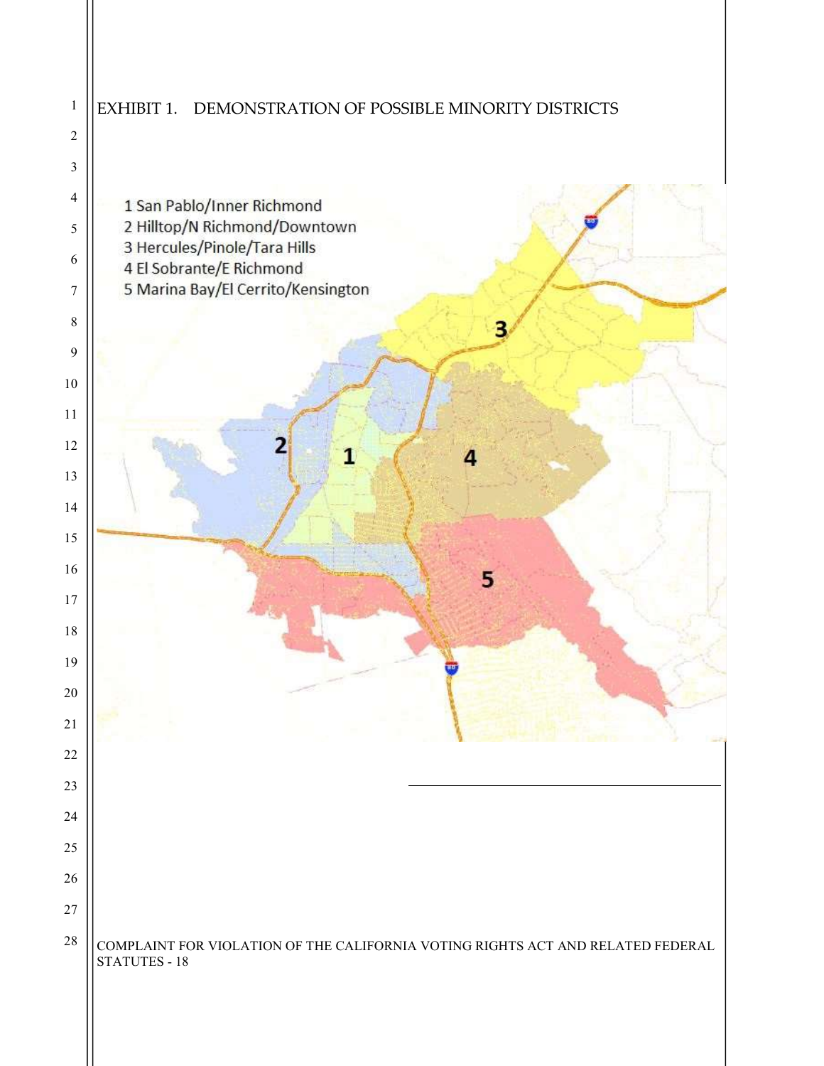EXHIBIT 1. DEMONSTRATION OF POSSIBLE MINORITY DISTRICTS

1 San Pablo/Inner Richmond
2 Hilltop/N Richmond/Downtown
3 Hercules/Pinole/Tara Hills
4 El Sobrante/E Richmond
5 Marina Bay/El Cerrito/Kensington

3

2

1

4

5

COMPLAINT FOR VIOLATION OF THE CALIFORNIA VOTING RIGHTS ACT AND RELATED FEDERAL STATUTES - 18